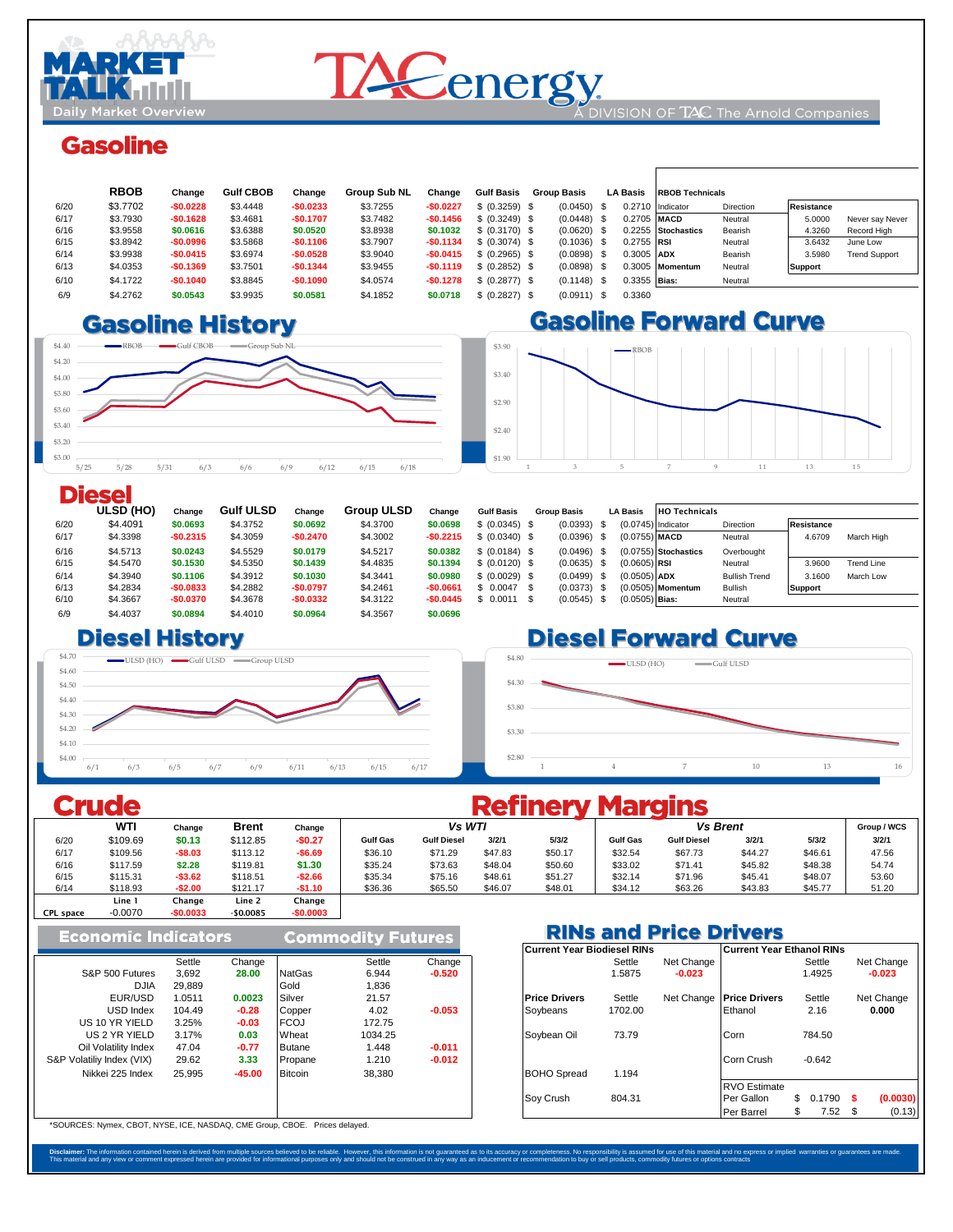# MARKET TALK

Daily Market Overview

TACenergy — A DIVISION OF TAC The Arnold Companies

## Gasoline

| | RBOB | Change | Gulf CBOB | Change | Group Sub NL | Change | Gulf Basis | Group Basis | LA Basis |
|---|---|---|---|---|---|---|---|---|---|
| 6/20 | $3.7702 | -$0.0228 | $3.4448 | -$0.0233 | $3.7255 | -$0.0227 | $ (0.3259) | $ (0.0450) | $ 0.2710 |
| 6/17 | $3.7930 | -$0.1628 | $3.4681 | -$0.1707 | $3.7482 | -$0.1456 | $ (0.3249) | $ (0.0448) | $ 0.2705 |
| 6/16 | $3.9558 | $0.0616 | $3.6388 | $0.0520 | $3.8938 | $0.1032 | $ (0.3170) | $ (0.0620) | $ 0.2255 |
| 6/15 | $3.8942 | -$0.0996 | $3.5868 | -$0.1106 | $3.7907 | -$0.1134 | $ (0.3074) | $ (0.1036) | $ 0.2755 |
| 6/14 | $3.9938 | -$0.0415 | $3.6974 | -$0.0528 | $3.9040 | -$0.0415 | $ (0.2965) | $ (0.0898) | $ 0.3005 |
| 6/13 | $4.0353 | -$0.1369 | $3.7501 | -$0.1344 | $3.9455 | -$0.1119 | $ (0.2852) | $ (0.0898) | $ 0.3005 |
| 6/10 | $4.1722 | -$0.1040 | $3.8845 | -$0.1090 | $4.0574 | -$0.1278 | $ (0.2877) | $ (0.1148) | $ 0.3355 |
| 6/9 | $4.2762 | $0.0543 | $3.9935 | $0.0581 | $4.1852 | $0.0718 | $ (0.2827) | $ (0.0911) | $ 0.3360 |

| RBOB Technicals | | | |
|---|---|---|---|
| Indicator | Direction | Resistance | |
| MACD | Neutral | 5.0000 | Never say Never |
| Stochastics | Bearish | 4.3260 | Record High |
| RSI | Neutral | 3.6432 | June Low |
| ADX | Bearish | 3.5980 | Trend Support |
| Momentum | Neutral | Support | |
| Bias: | Neutral | | |

### Gasoline History

### Gasoline Forward Curve

## Diesel

| | ULSD (HO) | Change | Gulf ULSD | Change | Group ULSD | Change | Gulf Basis | Group Basis | LA Basis |
|---|---|---|---|---|---|---|---|---|---|
| 6/20 | $4.4091 | $0.0693 | $4.3752 | $0.0692 | $4.3700 | $0.0698 | $ (0.0345) | $ (0.0393) | $ (0.0745) |
| 6/17 | $4.3398 | -$0.2315 | $4.3059 | -$0.2470 | $4.3002 | -$0.2215 | $ (0.0340) | $ (0.0396) | $ (0.0755) |
| 6/16 | $4.5713 | $0.0243 | $4.5529 | $0.0179 | $4.5217 | $0.0382 | $ (0.0184) | $ (0.0496) | $ (0.0755) |
| 6/15 | $4.5470 | $0.1530 | $4.5350 | $0.1439 | $4.4835 | $0.1394 | $ (0.0120) | $ (0.0635) | $ (0.0605) |
| 6/14 | $4.3940 | $0.1106 | $4.3912 | $0.1030 | $4.3441 | $0.0980 | $ (0.0029) | $ (0.0499) | $ (0.0505) |
| 6/13 | $4.2834 | -$0.0833 | $4.2882 | -$0.0797 | $4.2461 | -$0.0661 | $ 0.0047 | $ (0.0373) | $ (0.0505) |
| 6/10 | $4.3667 | -$0.0370 | $4.3678 | -$0.0332 | $4.3122 | -$0.0445 | $ 0.0011 | $ (0.0545) | $ (0.0505) |
| 6/9 | $4.4037 | $0.0894 | $4.4010 | $0.0964 | $4.3567 | $0.0696 | | | |

| HO Technicals | | | |
|---|---|---|---|
| Indicator | Direction | Resistance | |
| MACD | Neutral | 4.6709 | March High |
| Stochastics | Overbought | | |
| RSI | Neutral | 3.9600 | Trend Line |
| ADX | Bullish Trend | 3.1600 | March Low |
| Momentum | Bullish | Support | |
| Bias: | Neutral | | |

### Diesel History

### Diesel Forward Curve

## Crude

| | WTI | Change | Brent | Change |
|---|---|---|---|---|
| 6/20 | $109.69 | $0.13 | $112.85 | -$0.27 |
| 6/17 | $109.56 | -$8.03 | $113.12 | -$6.69 |
| 6/16 | $117.59 | $2.28 | $119.81 | $1.30 |
| 6/15 | $115.31 | -$3.62 | $118.51 | -$2.66 |
| 6/14 | $118.93 | -$2.00 | $121.17 | -$1.10 |
| | Line 1 | Change | Line 2 | Change |
| CPL space | -0.0070 | -$0.0033 | -$0.0085 | -$0.0003 |

## Refinery Margins

| | Vs WTI | | | | Vs Brent | | | | Group / WCS |
|---|---|---|---|---|---|---|---|---|---|
| | Gulf Gas | Gulf Diesel | 3/2/1 | 5/3/2 | Gulf Gas | Gulf Diesel | 3/2/1 | 5/3/2 | 3/2/1 |
| 6/17 | $36.10 | $71.29 | $47.83 | $50.17 | $32.54 | $67.73 | $44.27 | $46.61 | 47.56 |
| 6/16 | $35.24 | $73.63 | $48.04 | $50.60 | $33.02 | $71.41 | $45.82 | $48.38 | 54.74 |
| 6/15 | $35.34 | $75.16 | $48.61 | $51.27 | $32.14 | $71.96 | $45.41 | $48.07 | 53.60 |
| 6/14 | $36.36 | $65.50 | $46.07 | $48.01 | $34.12 | $63.26 | $43.83 | $45.77 | 51.20 |

## Economic Indicators

| | Settle | Change |
|---|---|---|
| S&P 500 Futures | 3,692 | 28.00 |
| DJIA | 29,889 | |
| EUR/USD | 1.0511 | 0.0023 |
| USD Index | 104.49 | -0.28 |
| US 10 YR YIELD | 3.25% | -0.03 |
| US 2 YR YIELD | 3.17% | 0.03 |
| Oil Volatility Index | 47.04 | -0.77 |
| S&P Volatiliy Index (VIX) | 29.62 | 3.33 |
| Nikkei 225 Index | 25,995 | -45.00 |

## Commodity Futures

| | Settle | Change |
|---|---|---|
| NatGas | 6.944 | -0.520 |
| Gold | 1,836 | |
| Silver | 21.57 | |
| Copper | 4.02 | -0.053 |
| FCOJ | 172.75 | |
| Wheat | 1034.25 | |
| Butane | 1.448 | -0.011 |
| Propane | 1.210 | -0.012 |
| Bitcoin | 38,380 | |

## RINs and Price Drivers

| Current Year Biodiesel RINs | Settle | Net Change |
|---|---|---|
| | 1.5875 | -0.023 |
| **Price Drivers** | Settle | Net Change |
| Soybeans | 1702.00 | |
| Soybean Oil | 73.79 | |
| BOHO Spread | 1.194 | |
| Soy Crush | 804.31 | |

| Current Year Ethanol RINs | Settle | Net Change |
|---|---|---|
| | 1.4925 | -0.023 |
| **Price Drivers** | Settle | Net Change |
| Ethanol | 2.16 | 0.000 |
| Corn | 784.50 | |
| Corn Crush | -0.642 | |
| RVO Estimate | | |
| Per Gallon | $ 0.1790 | $ (0.0030) |
| Per Barrel | $ 7.52 | $ (0.13) |

*SOURCES: Nymex, CBOT, NYSE, ICE, NASDAQ, CME Group, CBOE. Prices delayed.

**Disclaimer:** The information contained herein is derived from multiple sources believed to be reliable. However, this information is not guaranteed as to its accuracy or completeness. No responsibility is assumed for use of this material and no express or implied warranties or guarantees are made. This material and any view or comment expressed herein are provided for informational purposes only and should not be construed in any way as an inducement or recommendation to buy or sell products, commodity futures or options contracts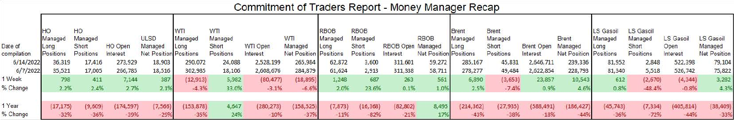# Commitment of Traders Report - Money Manager Recap

| Date of compilation | HO Managed Long Positions | HO Managed Short Positions | HO Open Interest | ULSD Managed Net Position | WTI Managed Long Positions | WTI Managed Short Positions | WTI Open Interest | WTI Managed Net Position | RBOB Managed Long Positions | RBOB Managed Short Positions | RBOB Open Interest | RBOB Managed Net Position | Brent Managed Long Positions | Brent Managed Short Positions | Brent Open Interest | Brent Managed Net Position | LS Gasoil Managed Long Positions | LS Gasoil Managed Short Positions | LS Gasoil Open Interest | LS Gasoil Managed Net Position |
|---|---|---|---|---|---|---|---|---|---|---|---|---|---|---|---|---|---|---|---|---|
| 6/14/2022 | 36,319 | 17,416 | 273,929 | 18,903 | 290,072 | 24,088 | 2,528,199 | 265,984 | 62,872 | 3,600 | 311,601 | 59,272 | 285,167 | 45,831 | 2,646,711 | 239,336 | 81,952 | 2,848 | 522,398 | 79,104 |
| 6/7/2022 | 35,521 | 17,005 | 266,785 | 18,516 | 302,985 | 18,106 | 2,608,676 | 284,879 | 61,624 | 2,913 | 311,338 | 58,711 | 278,277 | 49,484 | 2,622,854 | 228,793 | 81,340 | 5,518 | 526,742 | 75,822 |
| 1 Week | 798 | 411 | 7,144 | 387 | (12,913) | 5,982 | (80,477) | (18,895) | 1,248 | 687 | 263 | 561 | 6,890 | (3,653) | 23,857 | 10,543 | 612 | (2,670) | (4,344) | 3,282 |
| % Change | 2.2% | 2.4% | 2.7% | 2.1% | -4.3% | 33.0% | -3.1% | -6.6% | 2.0% | 23.6% | 0.1% | 1.0% | 2.5% | -7.4% | 0.9% | 4.6% | 0.8% | -48.4% | -0.8% | 4.3% |
| | | | | | | | | | | | | | | | | | | | | |
| 1 Year | (17,175) | (9,609) | (174,597) | (7,566) | (153,878) | 4,647 | (280,273) | (158,525) | (7,873) | (16,368) | (82,802) | 8,495 | (214,362) | (27,935) | (588,491) | (186,427) | (45,743) | (7,334) | (405,814) | (38,409) |
| % Change | -32% | -36% | -39% | -29% | -35% | 24% | -10% | -37% | -11% | -82% | -21% | 17% | -43% | -38% | -18% | -44% | -36% | -72% | -44% | -33% |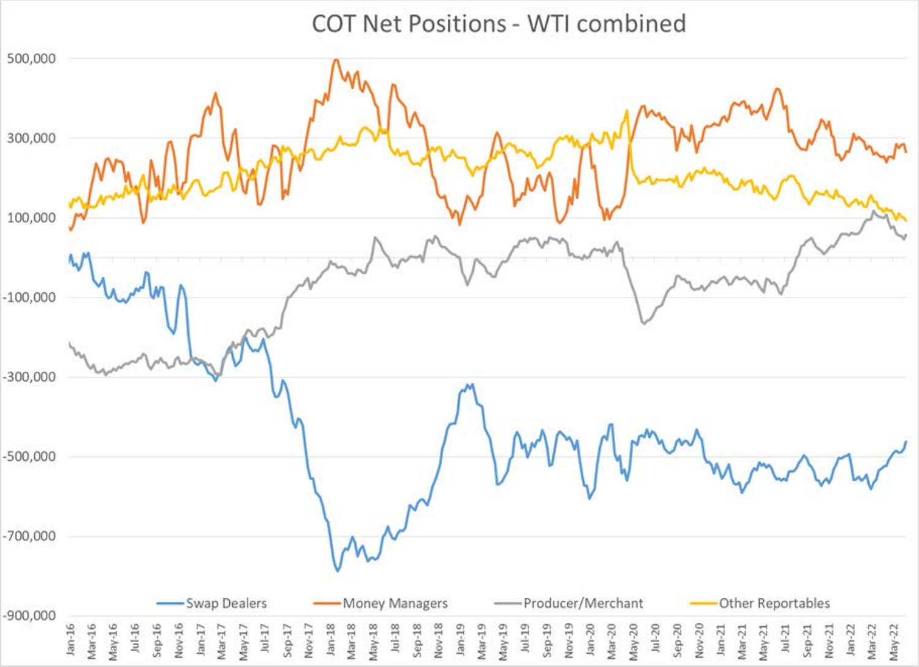# COT Net Positions - WTI combined

Swap Dealers | Money Managers | Producer/Merchant | Other Reportables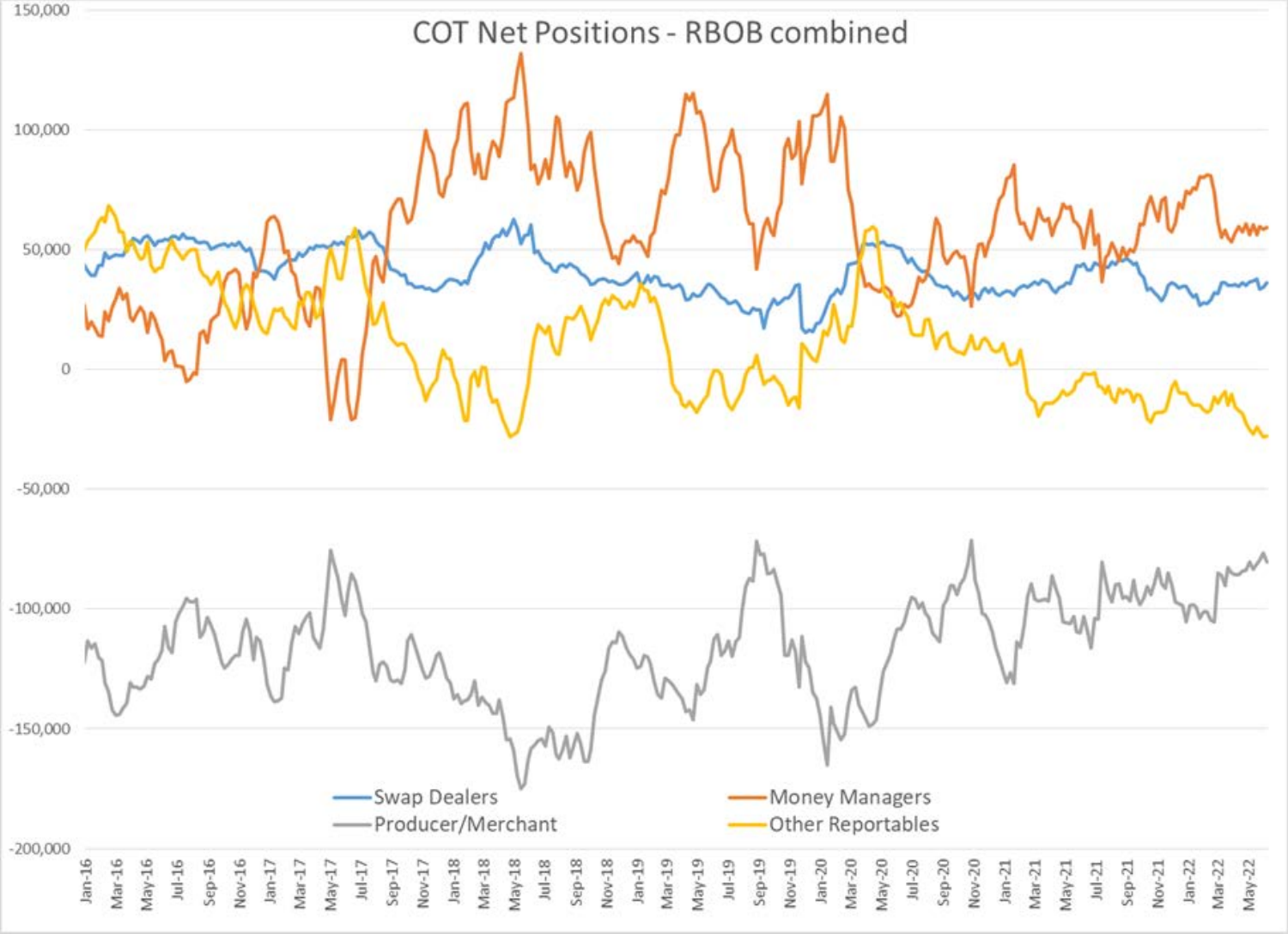COT Net Positions - RBOB combined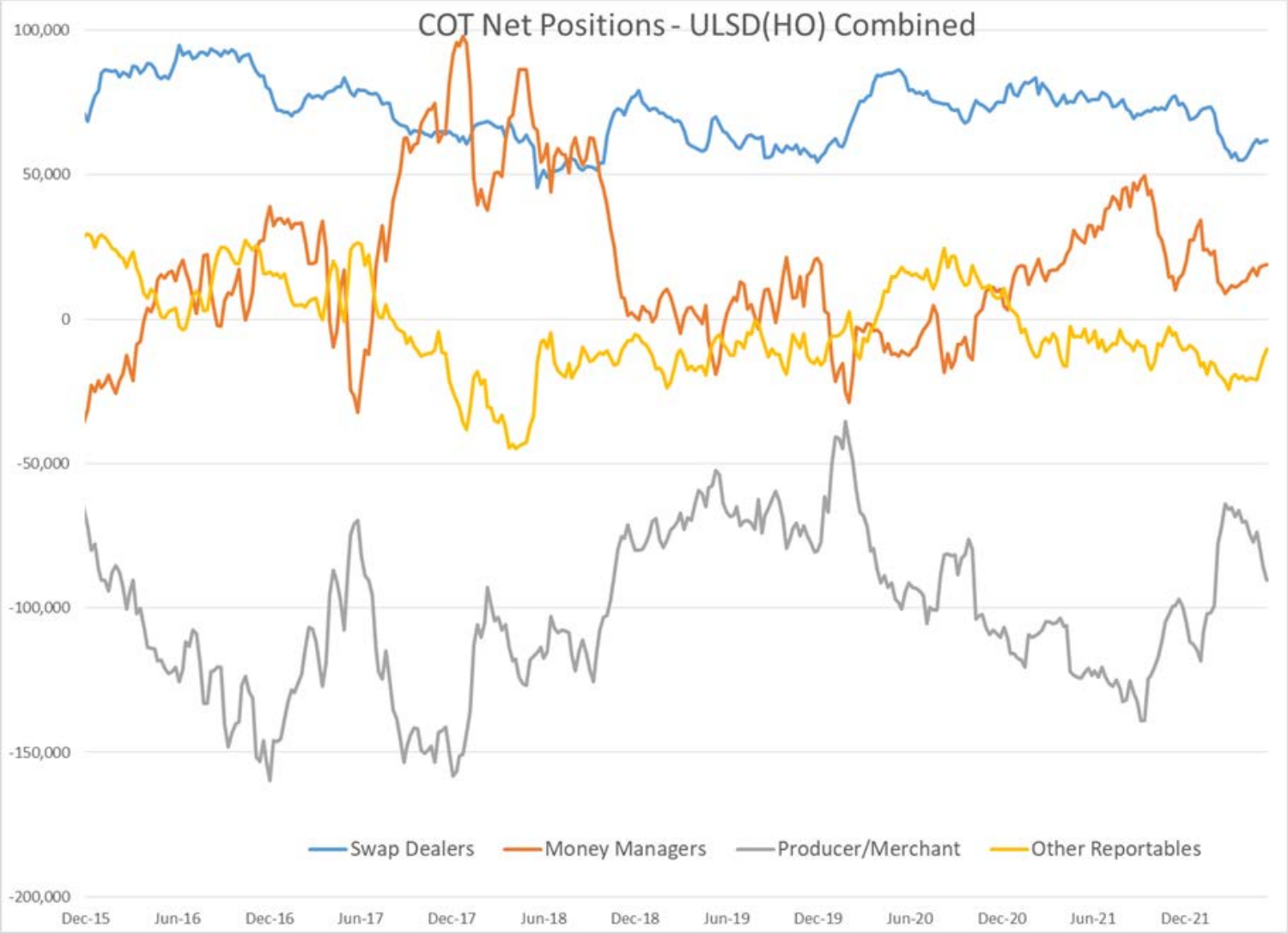COT Net Positions - ULSD(HO) Combined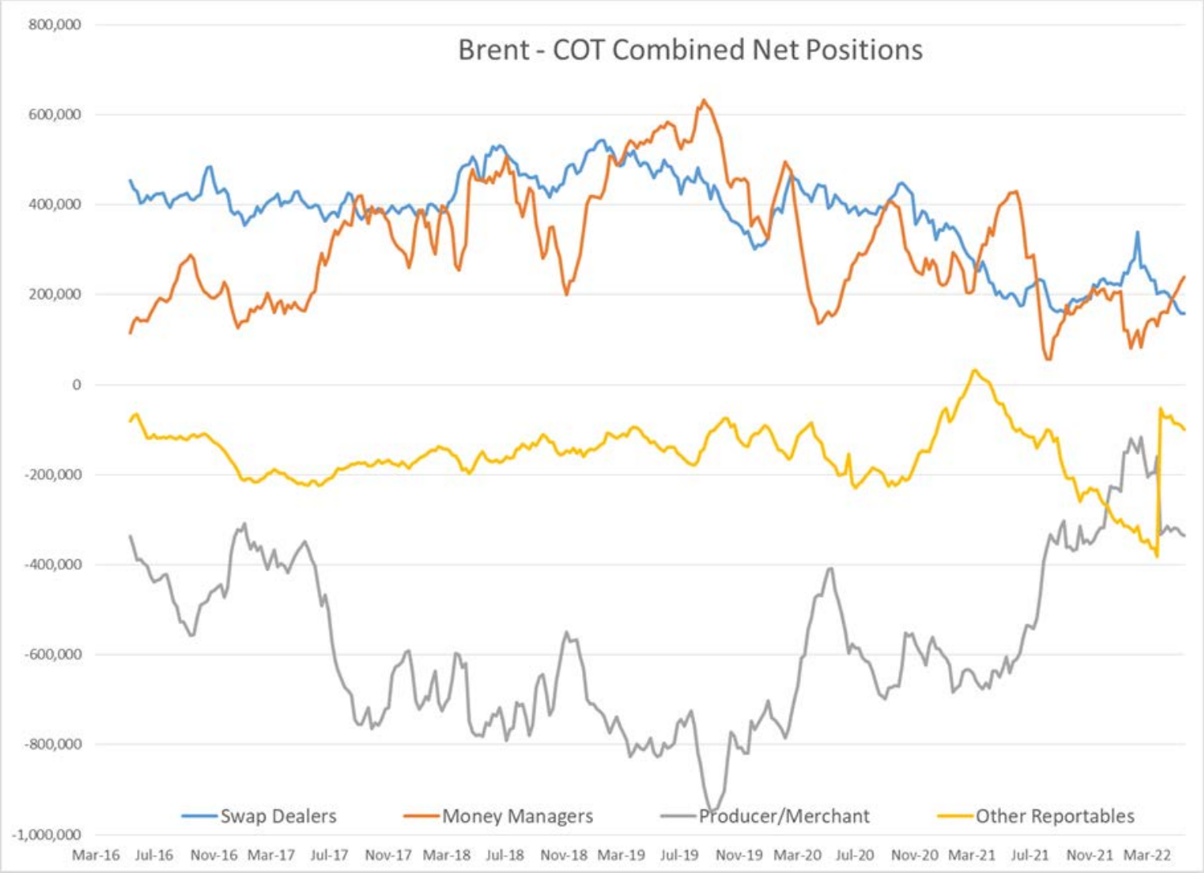# Brent - COT Combined Net Positions

Swap Dealers | Money Managers | Producer/Merchant | Other Reportables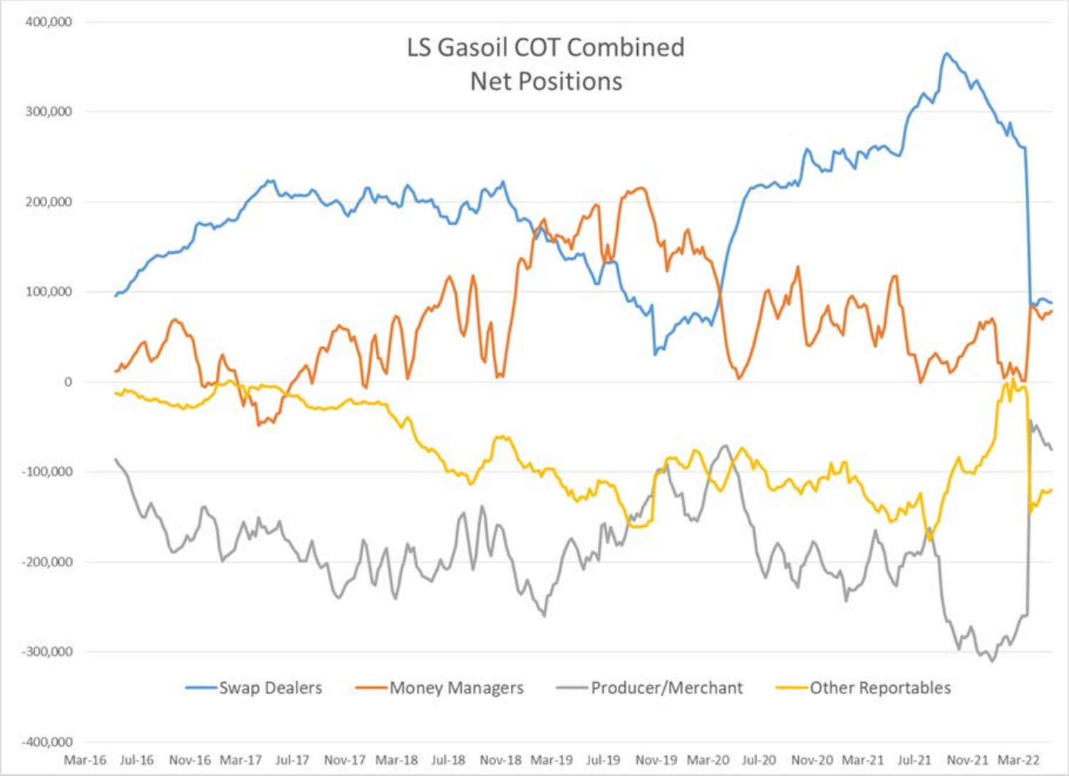LS Gasoil COT Combined Net Positions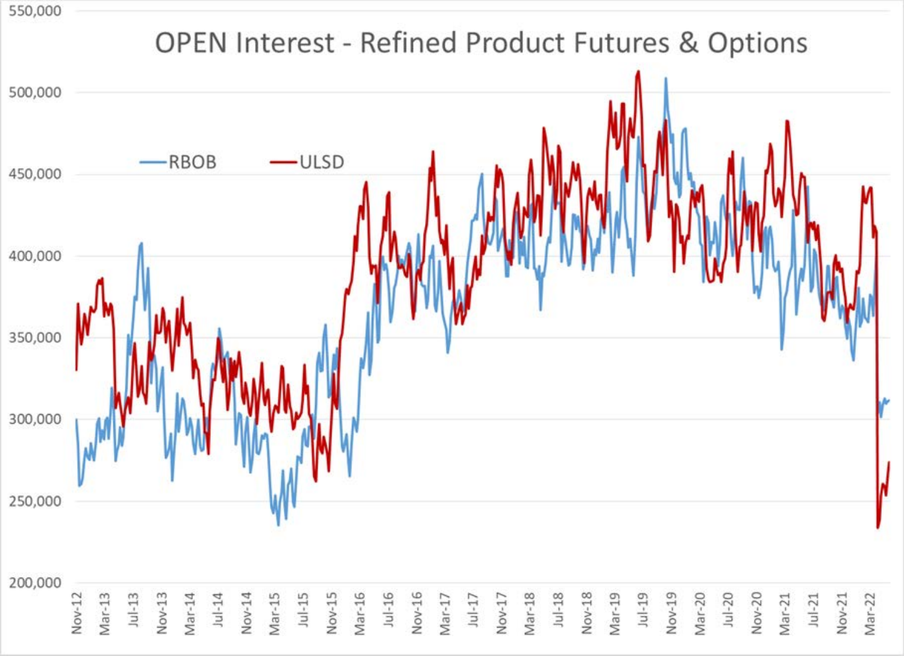OPEN Interest - Refined Product Futures & Options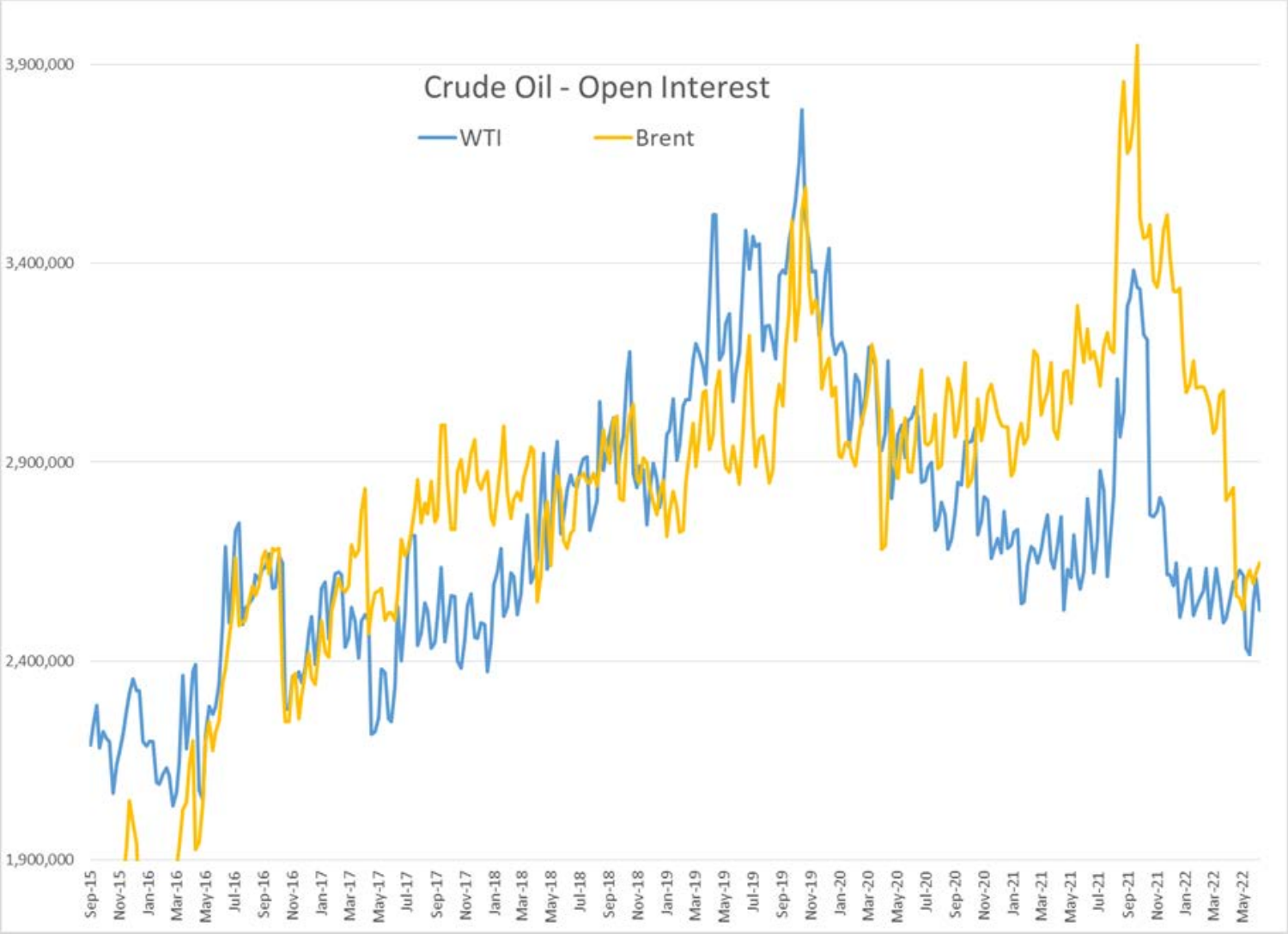Crude Oil - Open Interest

WTI    Brent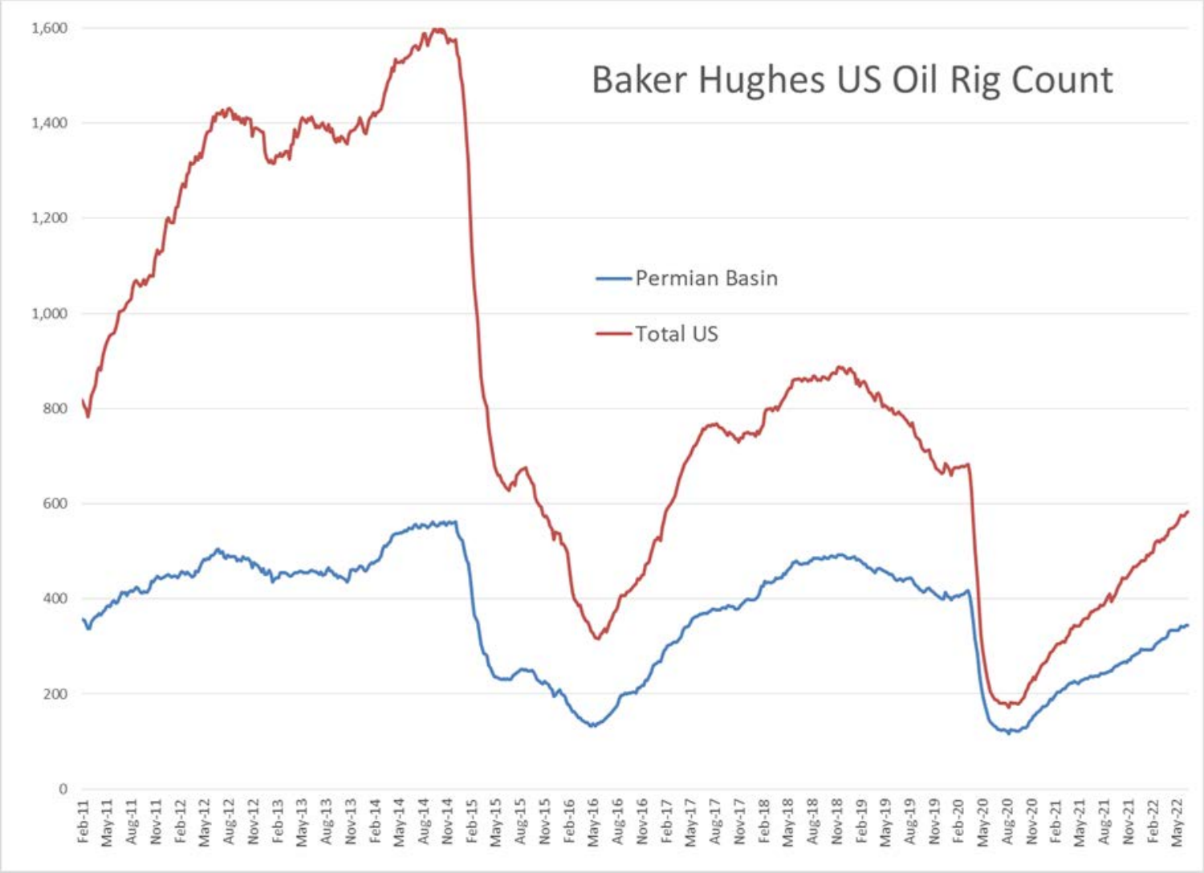Baker Hughes US Oil Rig Count

Permian Basin

Total US

1,600

1,400

1,200

1,000

800

600

400

200

0

Feb-11
May-11
Aug-11
Nov-11
Feb-12
May-12
Aug-12
Nov-12
Feb-13
May-13
Aug-13
Nov-13
Feb-14
May-14
Aug-14
Nov-14
Feb-15
May-15
Aug-15
Nov-15
Feb-16
May-16
Aug-16
Nov-16
Feb-17
May-17
Aug-17
Nov-17
Feb-18
May-18
Aug-18
Nov-18
Feb-19
May-19
Aug-19
Nov-19
Feb-20
May-20
Aug-20
Nov-20
Feb-21
May-21
Aug-21
Nov-21
Feb-22
May-22